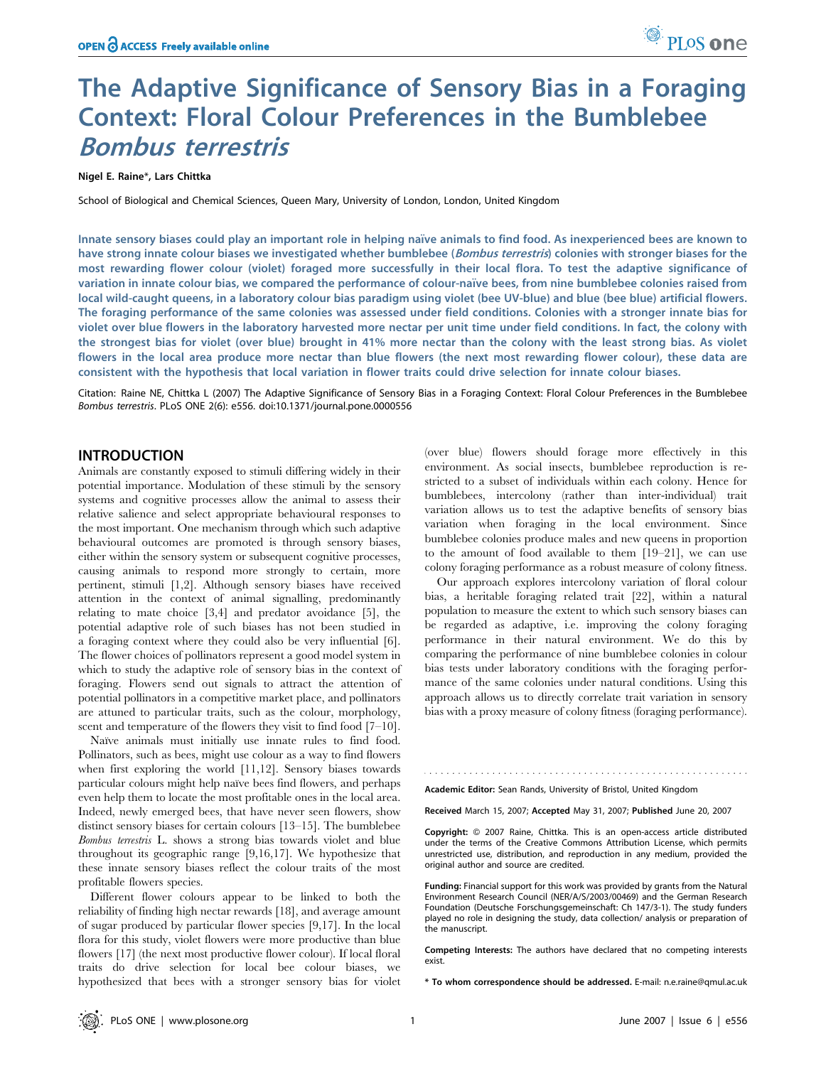# The Adaptive Significance of Sensory Bias in a Foraging Context: Floral Colour Preferences in the Bumblebee *Bombus terrestris*

**Nigel E. Raine*, Lars Chittka**

School of Biological and Chemical Sciences, Queen Mary, University of London, London, United Kingdom

**Innate sensory biases could play an important role in helping naïve animals to find food. As inexperienced bees are known to have strong innate colour biases we investigated whether bumblebee (*Bombus terrestris*) colonies with stronger biases for the most rewarding flower colour (violet) foraged more successfully in their local flora. To test the adaptive significance of variation in innate colour bias, we compared the performance of colour-naïve bees, from nine bumblebee colonies raised from local wild-caught queens, in a laboratory colour bias paradigm using violet (bee UV-blue) and blue (bee blue) artificial flowers. The foraging performance of the same colonies was assessed under field conditions. Colonies with a stronger innate bias for violet over blue flowers in the laboratory harvested more nectar per unit time under field conditions. In fact, the colony with the strongest bias for violet (over blue) brought in 41% more nectar than the colony with the least strong bias. As violet flowers in the local area produce more nectar than blue flowers (the next most rewarding flower colour), these data are consistent with the hypothesis that local variation in flower traits could drive selection for innate colour biases.**

Citation: Raine NE, Chittka L (2007) The Adaptive Significance of Sensory Bias in a Foraging Context: Floral Colour Preferences in the Bumblebee *Bombus terrestris*. PLoS ONE 2(6): e556. doi:10.1371/journal.pone.0000556

## INTRODUCTION

Animals are constantly exposed to stimuli differing widely in their potential importance. Modulation of these stimuli by the sensory systems and cognitive processes allow the animal to assess their relative salience and select appropriate behavioural responses to the most important. One mechanism through which such adaptive behavioural outcomes are promoted is through sensory biases, either within the sensory system or subsequent cognitive processes, causing animals to respond more strongly to certain, more pertinent, stimuli [1,2]. Although sensory biases have received attention in the context of animal signalling, predominantly relating to mate choice [3,4] and predator avoidance [5], the potential adaptive role of such biases has not been studied in a foraging context where they could also be very influential [6]. The flower choices of pollinators represent a good model system in which to study the adaptive role of sensory bias in the context of foraging. Flowers send out signals to attract the attention of potential pollinators in a competitive market place, and pollinators are attuned to particular traits, such as the colour, morphology, scent and temperature of the flowers they visit to find food [7–10].

Naïve animals must initially use innate rules to find food. Pollinators, such as bees, might use colour as a way to find flowers when first exploring the world [11,12]. Sensory biases towards particular colours might help naïve bees find flowers, and perhaps even help them to locate the most profitable ones in the local area. Indeed, newly emerged bees, that have never seen flowers, show distinct sensory biases for certain colours [13–15]. The bumblebee *Bombus terrestris* L. shows a strong bias towards violet and blue throughout its geographic range [9,16,17]. We hypothesize that these innate sensory biases reflect the colour traits of the most profitable flowers species.

Different flower colours appear to be linked to both the reliability of finding high nectar rewards [18], and average amount of sugar produced by particular flower species [9,17]. In the local flora for this study, violet flowers were more productive than blue flowers [17] (the next most productive flower colour). If local floral traits do drive selection for local bee colour biases, we hypothesized that bees with a stronger sensory bias for violet (over blue) flowers should forage more effectively in this environment. As social insects, bumblebee reproduction is restricted to a subset of individuals within each colony. Hence for bumblebees, intercolony (rather than inter-individual) trait variation allows us to test the adaptive benefits of sensory bias variation when foraging in the local environment. Since bumblebee colonies produce males and new queens in proportion to the amount of food available to them [19–21], we can use colony foraging performance as a robust measure of colony fitness.

Our approach explores intercolony variation of floral colour bias, a heritable foraging related trait [22], within a natural population to measure the extent to which such sensory biases can be regarded as adaptive, i.e. improving the colony foraging performance in their natural environment. We do this by comparing the performance of nine bumblebee colonies in colour bias tests under laboratory conditions with the foraging performance of the same colonies under natural conditions. Using this approach allows us to directly correlate trait variation in sensory bias with a proxy measure of colony fitness (foraging performance).

---

**Academic Editor:** Sean Rands, University of Bristol, United Kingdom

**Received** March 15, 2007; **Accepted** May 31, 2007; **Published** June 20, 2007

**Copyright:** © 2007 Raine, Chittka. This is an open-access article distributed under the terms of the Creative Commons Attribution License, which permits unrestricted use, distribution, and reproduction in any medium, provided the original author and source are credited.

**Funding:** Financial support for this work was provided by grants from the Natural Environment Research Council (NER/A/S/2003/00469) and the German Research Foundation (Deutsche Forschungsgemeinschaft: Ch 147/3-1). The study funders played no role in designing the study, data collection/ analysis or preparation of the manuscript.

**Competing Interests:** The authors have declared that no competing interests exist.

**\* To whom correspondence should be addressed.** E-mail: n.e.raine@qmul.ac.uk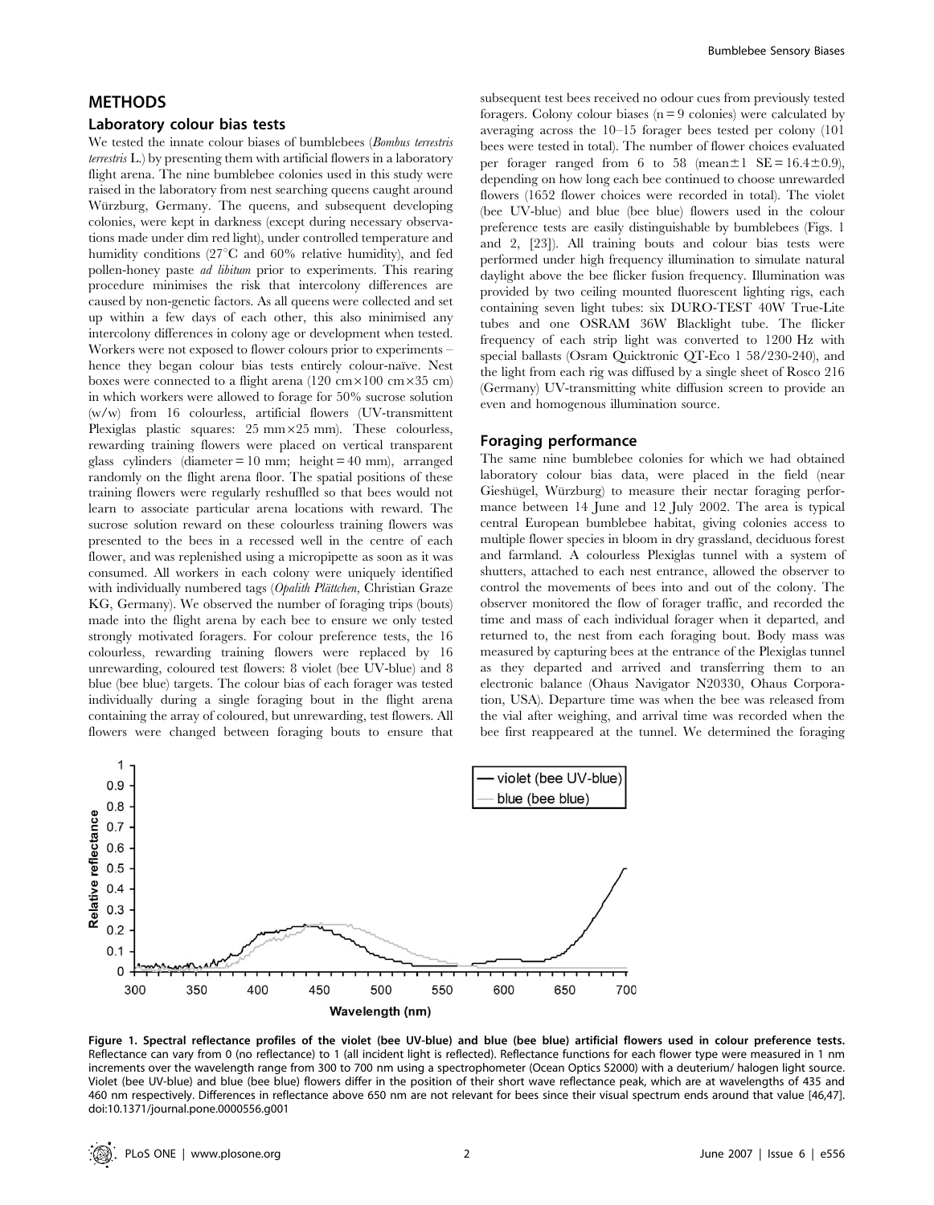## METHODS

### Laboratory colour bias tests

We tested the innate colour biases of bumblebees (*Bombus terrestris terrestris* L.) by presenting them with artificial flowers in a laboratory flight arena. The nine bumblebee colonies used in this study were raised in the laboratory from nest searching queens caught around Würzburg, Germany. The queens, and subsequent developing colonies, were kept in darkness (except during necessary observations made under dim red light), under controlled temperature and humidity conditions (27°C and 60% relative humidity), and fed pollen-honey paste *ad libitum* prior to experiments. This rearing procedure minimises the risk that intercolony differences are caused by non-genetic factors. As all queens were collected and set up within a few days of each other, this also minimised any intercolony differences in colony age or development when tested. Workers were not exposed to flower colours prior to experiments – hence they began colour bias tests entirely colour-naïve. Nest boxes were connected to a flight arena (120 cm×100 cm×35 cm) in which workers were allowed to forage for 50% sucrose solution (w/w) from 16 colourless, artificial flowers (UV-transmittent Plexiglas plastic squares: 25 mm×25 mm). These colourless, rewarding training flowers were placed on vertical transparent glass cylinders (diameter = 10 mm; height = 40 mm), arranged randomly on the flight arena floor. The spatial positions of these training flowers were regularly reshuffled so that bees would not learn to associate particular arena locations with reward. The sucrose solution reward on these colourless training flowers was presented to the bees in a recessed well in the centre of each flower, and was replenished using a micropipette as soon as it was consumed. All workers in each colony were uniquely identified with individually numbered tags (*Opalith Plättchen*, Christian Graze KG, Germany). We observed the number of foraging trips (bouts) made into the flight arena by each bee to ensure we only tested strongly motivated foragers. For colour preference tests, the 16 colourless, rewarding training flowers were replaced by 16 unrewarding, coloured test flowers: 8 violet (bee UV-blue) and 8 blue (bee blue) targets. The colour bias of each forager was tested individually during a single foraging bout in the flight arena containing the array of coloured, but unrewarding, test flowers. All flowers were changed between foraging bouts to ensure that subsequent test bees received no odour cues from previously tested foragers. Colony colour biases (n = 9 colonies) were calculated by averaging across the 10–15 forager bees tested per colony (101 bees were tested in total). The number of flower choices evaluated per forager ranged from 6 to 58 (mean±1 SE = 16.4±0.9), depending on how long each bee continued to choose unrewarded flowers (1652 flower choices were recorded in total). The violet (bee UV-blue) and blue (bee blue) flowers used in the colour preference tests are easily distinguishable by bumblebees (Figs. 1 and 2, [23]). All training bouts and colour bias tests were performed under high frequency illumination to simulate natural daylight above the bee flicker fusion frequency. Illumination was provided by two ceiling mounted fluorescent lighting rigs, each containing seven light tubes: six DURO-TEST 40W True-Lite tubes and one OSRAM 36W Blacklight tube. The flicker frequency of each strip light was converted to 1200 Hz with special ballasts (Osram Quicktronic QT-Eco 1 58/230-240), and the light from each rig was diffused by a single sheet of Rosco 216 (Germany) UV-transmitting white diffusion screen to provide an even and homogenous illumination source.

### Foraging performance

The same nine bumblebee colonies for which we had obtained laboratory colour bias data, were placed in the field (near Gieshügel, Würzburg) to measure their nectar foraging performance between 14 June and 12 July 2002. The area is typical central European bumblebee habitat, giving colonies access to multiple flower species in bloom in dry grassland, deciduous forest and farmland. A colourless Plexiglas tunnel with a system of shutters, attached to each nest entrance, allowed the observer to control the movements of bees into and out of the colony. The observer monitored the flow of forager traffic, and recorded the time and mass of each individual forager when it departed, and returned to, the nest from each foraging bout. Body mass was measured by capturing bees at the entrance of the Plexiglas tunnel as they departed and arrived and transferring them to an electronic balance (Ohaus Navigator N20330, Ohaus Corporation, USA). Departure time was when the bee was released from the vial after weighing, and arrival time was recorded when the bee first reappeared at the tunnel. We determined the foraging

**Figure 1. Spectral reflectance profiles of the violet (bee UV-blue) and blue (bee blue) artificial flowers used in colour preference tests.** Reflectance can vary from 0 (no reflectance) to 1 (all incident light is reflected). Reflectance functions for each flower type were measured in 1 nm increments over the wavelength range from 300 to 700 nm using a spectrophometer (Ocean Optics S2000) with a deuterium/ halogen light source. Violet (bee UV-blue) and blue (bee blue) flowers differ in the position of their short wave reflectance peak, which are at wavelengths of 435 and 460 nm respectively. Differences in reflectance above 650 nm are not relevant for bees since their visual spectrum ends around that value [46,47].
doi:10.1371/journal.pone.0000556.g001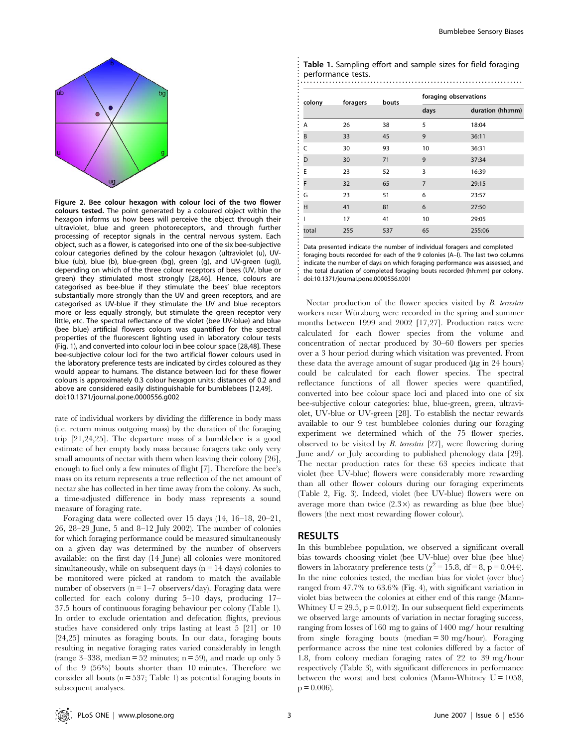Figure 2. Bee colour hexagon with colour loci of the two flower colours tested. The point generated by a coloured object within the hexagon informs us how bees will perceive the object through their ultraviolet, blue and green photoreceptors, and through further processing of receptor signals in the central nervous system. Each object, such as a flower, is categorised into one of the six bee-subjective colour categories defined by the colour hexagon (ultraviolet (u), UV-blue (ub), blue (b), blue-green (bg), green (g), and UV-green (ug)), depending on which of the three colour receptors of bees (UV, blue or green) they stimulated most strongly [28,46]. Hence, colours are categorised as bee-blue if they stimulate the bees' blue receptors substantially more strongly than the UV and green receptors, and are categorised as UV-blue if they stimulate the UV and blue receptors more or less equally strongly, but stimulate the green receptor very little, etc. The spectral reflectance of the violet (bee UV-blue) and blue (bee blue) artificial flowers colours was quantified for the spectral properties of the fluorescent lighting used in laboratory colour tests (Fig. 1), and converted into colour loci in bee colour space [28,48]. These bee-subjective colour loci for the two artificial flower colours used in the laboratory preference tests are indicated by circles coloured as they would appear to humans. The distance between loci for these flower colours is approximately 0.3 colour hexagon units: distances of 0.2 and above are considered easily distinguishable for bumblebees [12,49].
doi:10.1371/journal.pone.0000556.g002

rate of individual workers by dividing the difference in body mass (i.e. return minus outgoing mass) by the duration of the foraging trip [21,24,25]. The departure mass of a bumblebee is a good estimate of her empty body mass because foragers take only very small amounts of nectar with them when leaving their colony [26], enough to fuel only a few minutes of flight [7]. Therefore the bee's mass on its return represents a true reflection of the net amount of nectar she has collected in her time away from the colony. As such, a time-adjusted difference in body mass represents a sound measure of foraging rate.

Foraging data were collected over 15 days (14, 16–18, 20–21, 26, 28–29 June, 5 and 8–12 July 2002). The number of colonies for which foraging performance could be measured simultaneously on a given day was determined by the number of observers available: on the first day (14 June) all colonies were monitored simultaneously, while on subsequent days ($n = 14$ days) colonies to be monitored were picked at random to match the available number of observers ($n = 1$–$7$ observers/day). Foraging data were collected for each colony during 5–10 days, producing 17–37.5 hours of continuous foraging behaviour per colony (Table 1). In order to exclude orientation and defecation flights, previous studies have considered only trips lasting at least 5 [21] or 10 [24,25] minutes as foraging bouts. In our data, foraging bouts resulting in negative foraging rates varied considerably in length (range 3–338, median = 52 minutes; $n = 59$), and made up only 5 of the 9 (56%) bouts shorter than 10 minutes. Therefore we consider all bouts ($n = 537$; Table 1) as potential foraging bouts in subsequent analyses.

**Table 1.** Sampling effort and sample sizes for field foraging performance tests.

| colony | foragers | bouts | foraging observations | |
|---|---|---|---|---|
| | | | days | duration (hh:mm) |
| A | 26 | 38 | 5 | 18:04 |
| B | 33 | 45 | 9 | 36:11 |
| C | 30 | 93 | 10 | 36:31 |
| D | 30 | 71 | 9 | 37:34 |
| E | 23 | 52 | 3 | 16:39 |
| F | 32 | 65 | 7 | 29:15 |
| G | 23 | 51 | 6 | 23:57 |
| H | 41 | 81 | 6 | 27:50 |
| I | 17 | 41 | 10 | 29:05 |
| total | 255 | 537 | 65 | 255:06 |

Data presented indicate the number of individual foragers and completed foraging bouts recorded for each of the 9 colonies (A–I). The last two columns indicate the number of days on which foraging performance was assessed, and the total duration of completed foraging bouts recorded (hh:mm) per colony.
doi:10.1371/journal.pone.0000556.t001

Nectar production of the flower species visited by *B. terrestris* workers near Würzburg were recorded in the spring and summer months between 1999 and 2002 [17,27]. Production rates were calculated for each flower species from the volume and concentration of nectar produced by 30–60 flowers per species over a 3 hour period during which visitation was prevented. From these data the average amount of sugar produced (μg in 24 hours) could be calculated for each flower species. The spectral reflectance functions of all flower species were quantified, converted into bee colour space loci and placed into one of six bee-subjective colour categories: blue, blue-green, green, ultraviolet, UV-blue or UV-green [28]. To establish the nectar rewards available to our 9 test bumblebee colonies during our foraging experiment we determined which of the 75 flower species, observed to be visited by *B. terrestris* [27], were flowering during June and/ or July according to published phenology data [29]. The nectar production rates for these 63 species indicate that violet (bee UV-blue) flowers were considerably more rewarding than all other flower colours during our foraging experiments (Table 2, Fig. 3). Indeed, violet (bee UV-blue) flowers were on average more than twice (2.3×) as rewarding as blue (bee blue) flowers (the next most rewarding flower colour).

## RESULTS

In this bumblebee population, we observed a significant overall bias towards choosing violet (bee UV-blue) over blue (bee blue) flowers in laboratory preference tests ($\chi^2 = 15.8$, $df = 8$, $p = 0.044$). In the nine colonies tested, the median bias for violet (over blue) ranged from 47.7% to 63.6% (Fig. 4), with significant variation in violet bias between the colonies at either end of this range (Mann-Whitney $U = 29.5$, $p = 0.012$). In our subsequent field experiments we observed large amounts of variation in nectar foraging success, ranging from losses of 160 mg to gains of 1400 mg/ hour resulting from single foraging bouts (median = 30 mg/hour). Foraging performance across the nine test colonies differed by a factor of 1.8, from colony median foraging rates of 22 to 39 mg/hour respectively (Table 3), with significant differences in performance between the worst and best colonies (Mann-Whitney $U = 1058$, $p = 0.006$).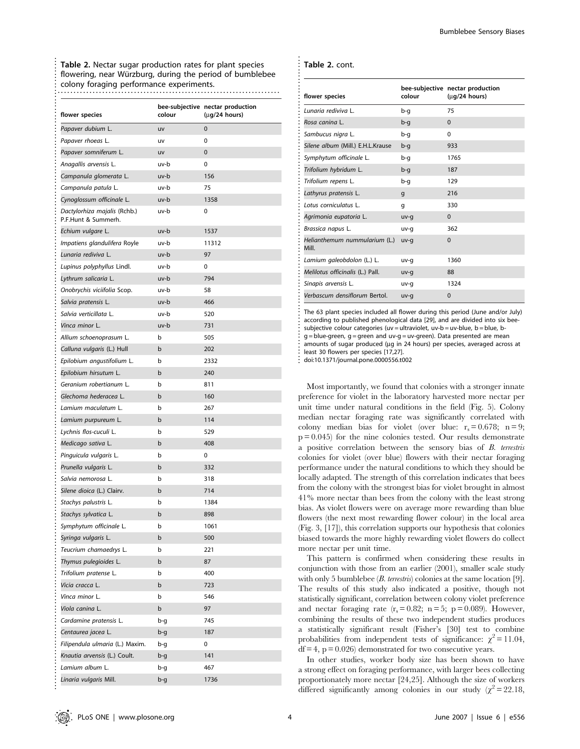**Table 2.** Nectar sugar production rates for plant species flowering, near Würzburg, during the period of bumblebee colony foraging performance experiments.

| flower species | bee-subjective colour | nectar production (μg/24 hours) |
|---|---|---|
| *Papaver dubium* L. | uv | 0 |
| *Papaver rhoeas* L. | uv | 0 |
| *Papaver somniferum* L. | uv | 0 |
| *Anagallis arvensis* L. | uv-b | 0 |
| *Campanula glomerata* L. | uv-b | 156 |
| *Campanula patula* L. | uv-b | 75 |
| *Cynoglossum officinale* L. | uv-b | 1358 |
| *Dactylorhiza majalis* (Rchb.) P.F.Hunt & Summerh. | uv-b | 0 |
| *Echium vulgare* L. | uv-b | 1537 |
| *Impatiens glandulifera* Royle | uv-b | 11312 |
| *Lunaria rediviva* L. | uv-b | 97 |
| *Lupinus polyphyllus* Lindl. | uv-b | 0 |
| *Lythrum salicaria* L. | uv-b | 794 |
| *Onobrychis viciifolia* Scop. | uv-b | 58 |
| *Salvia pratensis* L. | uv-b | 466 |
| *Salvia verticillata* L. | uv-b | 520 |
| *Vinca minor* L. | uv-b | 731 |
| *Allium schoenoprasum* L. | b | 505 |
| *Calluna vulgaris* (L.) Hull | b | 202 |
| *Epilobium angustifolium* L. | b | 2332 |
| *Epilobium hirsutum* L. | b | 240 |
| *Geranium robertianum* L. | b | 811 |
| *Glechoma hederacea* L. | b | 160 |
| *Lamium maculatum* L. | b | 267 |
| *Lamium purpureum* L. | b | 114 |
| *Lychnis flos-cuculi* L. | b | 529 |
| *Medicago sativa* L. | b | 408 |
| *Pinguicula vulgaris* L. | b | 0 |
| *Prunella vulgaris* L. | b | 332 |
| *Salvia nemorosa* L. | b | 318 |
| *Silene dioica* (L.) Clairv. | b | 714 |
| *Stachys palustris* L. | b | 1384 |
| *Stachys sylvatica* L. | b | 898 |
| *Symphytum officinale* L. | b | 1061 |
| *Syringa vulgaris* L. | b | 500 |
| *Teucrium chamaedrys* L. | b | 221 |
| *Thymus pulegioides* L. | b | 87 |
| *Trifolium pratense* L. | b | 400 |
| *Vicia cracca* L. | b | 723 |
| *Vinca minor* L. | b | 546 |
| *Viola canina* L. | b | 97 |
| *Cardamine pratensis* L. | b-g | 745 |
| *Centaurea jacea* L. | b-g | 187 |
| *Filipendula ulmaria* (L.) Maxim. | b-g | 0 |
| *Knautia arvensis* (L.) Coult. | b-g | 141 |
| *Lamium album* L. | b-g | 467 |
| *Linaria vulgaris* Mill. | b-g | 1736 |
| *Lunaria rediviva* L. | b-g | 75 |
| *Rosa canina* L. | b-g | 0 |
| *Sambucus nigra* L. | b-g | 0 |
| *Silene album* (Mill.) E.H.L.Krause | b-g | 933 |
| *Symphytum officinale* L. | b-g | 1765 |
| *Trifolium hybridum* L. | b-g | 187 |
| *Trifolium repens* L. | b-g | 129 |
| *Lathyrus pratensis* L. | g | 216 |
| *Lotus corniculatus* L. | g | 330 |
| *Agrimonia eupatoria* L. | uv-g | 0 |
| *Brassica napus* L. | uv-g | 362 |
| *Helianthemum nummularium* (L.) Mill. | uv-g | 0 |
| *Lamium galeobdolon* (L.) L. | uv-g | 1360 |
| *Melilotus officinalis* (L.) Pall. | uv-g | 88 |
| *Sinapis arvensis* L. | uv-g | 1324 |
| *Verbascum densiflorum* Bertol. | uv-g | 0 |

The 63 plant species included all flower during this period (June and/or July) according to published phenological data [29], and are divided into six bee-subjective colour categories (uv = ultraviolet, uv-b = uv-blue, b = blue, b-g = blue-green, g = green and uv-g = uv-green). Data presented are mean amounts of sugar produced (μg in 24 hours) per species, averaged across at least 30 flowers per species [17,27].

doi:10.1371/journal.pone.0000556.t002

Most importantly, we found that colonies with a stronger innate preference for violet in the laboratory harvested more nectar per unit time under natural conditions in the field (Fig. 5). Colony median nectar foraging rate was significantly correlated with colony median bias for violet (over blue: $r_s = 0.678$; $n = 9$; $p = 0.045$) for the nine colonies tested. Our results demonstrate a positive correlation between the sensory bias of *B. terrestris* colonies for violet (over blue) flowers with their nectar foraging performance under the natural conditions to which they should be locally adapted. The strength of this correlation indicates that bees from the colony with the strongest bias for violet brought in almost 41% more nectar than bees from the colony with the least strong bias. As violet flowers were on average more rewarding than blue flowers (the next most rewarding flower colour) in the local area (Fig. 3, [17]), this correlation supports our hypothesis that colonies biased towards the more highly rewarding violet flowers do collect more nectar per unit time.

This pattern is confirmed when considering these results in conjunction with those from an earlier (2001), smaller scale study with only 5 bumblebee (*B. terrestris*) colonies at the same location [9]. The results of this study also indicated a positive, though not statistically significant, correlation between colony violet preference and nectar foraging rate ($r_s = 0.82$; $n = 5$; $p = 0.089$). However, combining the results of these two independent studies produces a statistically significant result (Fisher's [30] test to combine probabilities from independent tests of significance: $\chi^2 = 11.04$, $df = 4$, $p = 0.026$) demonstrated for two consecutive years.

In other studies, worker body size has been shown to have a strong effect on foraging performance, with larger bees collecting proportionately more nectar [24,25]. Although the size of workers differed significantly among colonies in our study ($\chi^2 = 22.18$,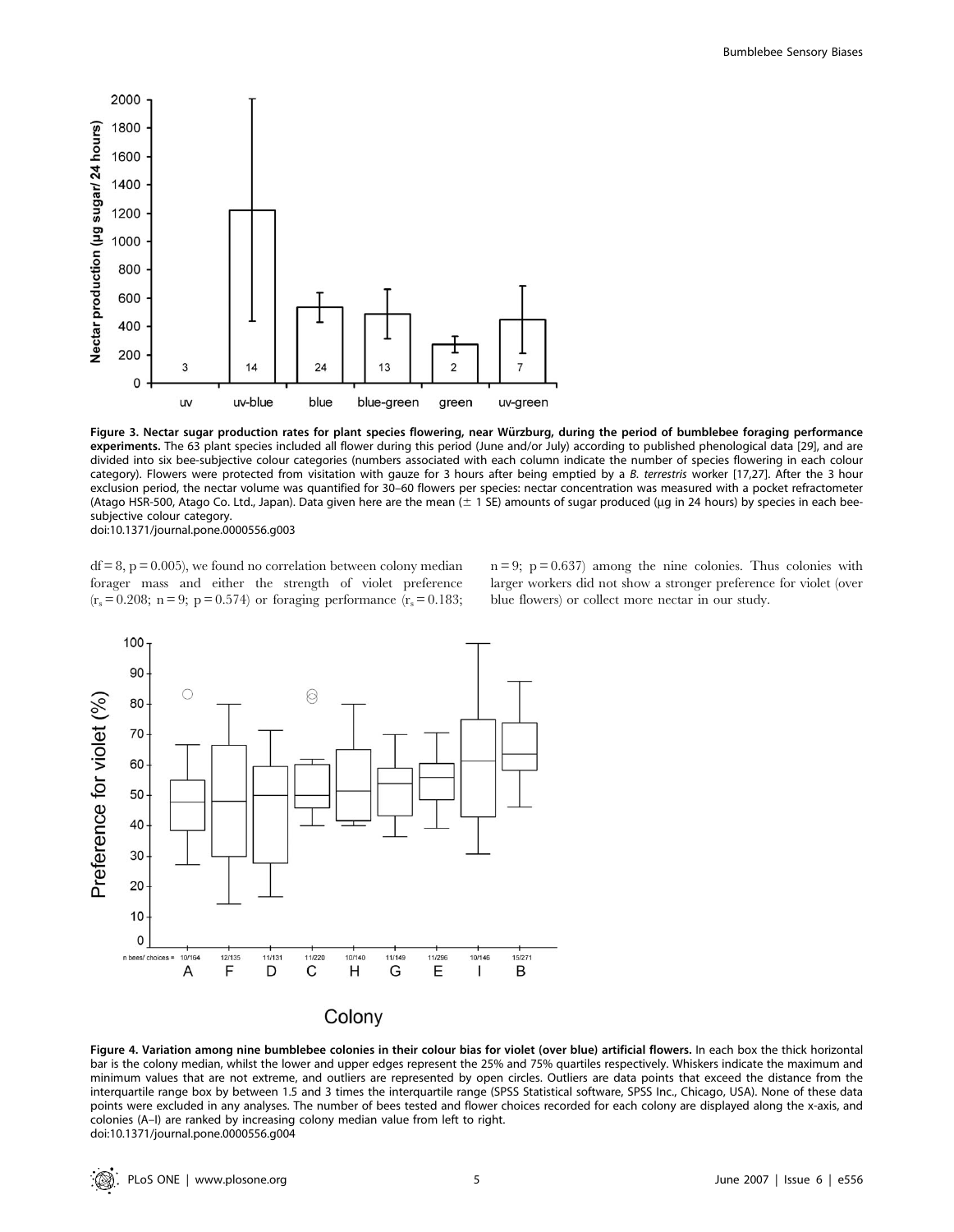**Figure 3. Nectar sugar production rates for plant species flowering, near Würzburg, during the period of bumblebee foraging performance experiments.** The 63 plant species included all flower during this period (June and/or July) according to published phenological data [29], and are divided into six bee-subjective colour categories (numbers associated with each column indicate the number of species flowering in each colour category). Flowers were protected from visitation with gauze for 3 hours after being emptied by a *B. terrestris* worker [17,27]. After the 3 hour exclusion period, the nectar volume was quantified for 30–60 flowers per species: nectar concentration was measured with a pocket refractometer (Atago HSR-500, Atago Co. Ltd., Japan). Data given here are the mean (± 1 SE) amounts of sugar produced (µg in 24 hours) by species in each bee-subjective colour category.
doi:10.1371/journal.pone.0000556.g003

df = 8, p = 0.005), we found no correlation between colony median forager mass and either the strength of violet preference ($r_s = 0.208$; n = 9; p = 0.574) or foraging performance ($r_s = 0.183$; n = 9; p = 0.637) among the nine colonies. Thus colonies with larger workers did not show a stronger preference for violet (over blue flowers) or collect more nectar in our study.

**Figure 4. Variation among nine bumblebee colonies in their colour bias for violet (over blue) artificial flowers.** In each box the thick horizontal bar is the colony median, whilst the lower and upper edges represent the 25% and 75% quartiles respectively. Whiskers indicate the maximum and minimum values that are not extreme, and outliers are represented by open circles. Outliers are data points that exceed the distance from the interquartile range box by between 1.5 and 3 times the interquartile range (SPSS Statistical software, SPSS Inc., Chicago, USA). None of these data points were excluded in any analyses. The number of bees tested and flower choices recorded for each colony are displayed along the x-axis, and colonies (A–I) are ranked by increasing colony median value from left to right.
doi:10.1371/journal.pone.0000556.g004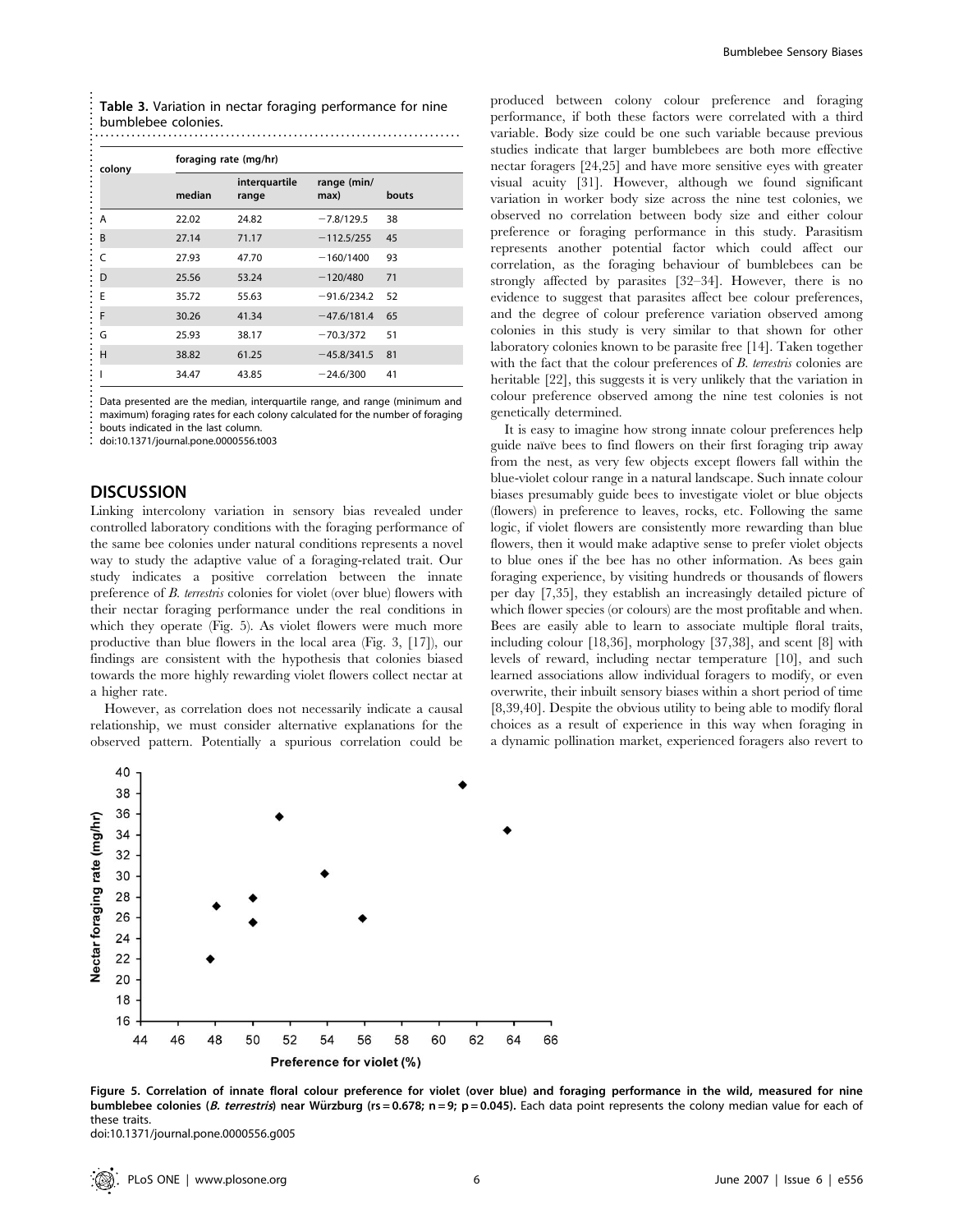**Table 3.** Variation in nectar foraging performance for nine bumblebee colonies.

| colony | foraging rate (mg/hr) | | | |
|---|---|---|---|---|
| | median | interquartile range | range (min/max) | bouts |
| A | 22.02 | 24.82 | −7.8/129.5 | 38 |
| B | 27.14 | 71.17 | −112.5/255 | 45 |
| C | 27.93 | 47.70 | −160/1400 | 93 |
| D | 25.56 | 53.24 | −120/480 | 71 |
| E | 35.72 | 55.63 | −91.6/234.2 | 52 |
| F | 30.26 | 41.34 | −47.6/181.4 | 65 |
| G | 25.93 | 38.17 | −70.3/372 | 51 |
| H | 38.82 | 61.25 | −45.8/341.5 | 81 |
| I | 34.47 | 43.85 | −24.6/300 | 41 |

Data presented are the median, interquartile range, and range (minimum and maximum) foraging rates for each colony calculated for the number of foraging bouts indicated in the last column.
doi:10.1371/journal.pone.0000556.t003

## DISCUSSION

Linking intercolony variation in sensory bias revealed under controlled laboratory conditions with the foraging performance of the same bee colonies under natural conditions represents a novel way to study the adaptive value of a foraging-related trait. Our study indicates a positive correlation between the innate preference of *B. terrestris* colonies for violet (over blue) flowers with their nectar foraging performance under the real conditions in which they operate (Fig. 5). As violet flowers were much more productive than blue flowers in the local area (Fig. 3, [17]), our findings are consistent with the hypothesis that colonies biased towards the more highly rewarding violet flowers collect nectar at a higher rate.

However, as correlation does not necessarily indicate a causal relationship, we must consider alternative explanations for the observed pattern. Potentially a spurious correlation could be produced between colony colour preference and foraging performance, if both these factors were correlated with a third variable. Body size could be one such variable because previous studies indicate that larger bumblebees are both more effective nectar foragers [24,25] and have more sensitive eyes with greater visual acuity [31]. However, although we found significant variation in worker body size across the nine test colonies, we observed no correlation between body size and either colour preference or foraging performance in this study. Parasitism represents another potential factor which could affect our correlation, as the foraging behaviour of bumblebees can be strongly affected by parasites [32–34]. However, there is no evidence to suggest that parasites affect bee colour preferences, and the degree of colour preference variation observed among colonies in this study is very similar to that shown for other laboratory colonies known to be parasite free [14]. Taken together with the fact that the colour preferences of *B. terrestris* colonies are heritable [22], this suggests it is very unlikely that the variation in colour preference observed among the nine test colonies is not genetically determined.

It is easy to imagine how strong innate colour preferences help guide naïve bees to find flowers on their first foraging trip away from the nest, as very few objects except flowers fall within the blue-violet colour range in a natural landscape. Such innate colour biases presumably guide bees to investigate violet or blue objects (flowers) in preference to leaves, rocks, etc. Following the same logic, if violet flowers are consistently more rewarding than blue flowers, then it would make adaptive sense to prefer violet objects to blue ones if the bee has no other information. As bees gain foraging experience, by visiting hundreds or thousands of flowers per day [7,35], they establish an increasingly detailed picture of which flower species (or colours) are the most profitable and when. Bees are easily able to learn to associate multiple floral traits, including colour [18,36], morphology [37,38], and scent [8] with levels of reward, including nectar temperature [10], and such learned associations allow individual foragers to modify, or even overwrite, their inbuilt sensory biases within a short period of time [8,39,40]. Despite the obvious utility to being able to modify floral choices as a result of experience in this way when foraging in a dynamic pollination market, experienced foragers also revert to

**Figure 5. Correlation of innate floral colour preference for violet (over blue) and foraging performance in the wild, measured for nine bumblebee colonies (*B. terrestris*) near Würzburg (rs = 0.678; n = 9; p = 0.045).** Each data point represents the colony median value for each of these traits.
doi:10.1371/journal.pone.0000556.g005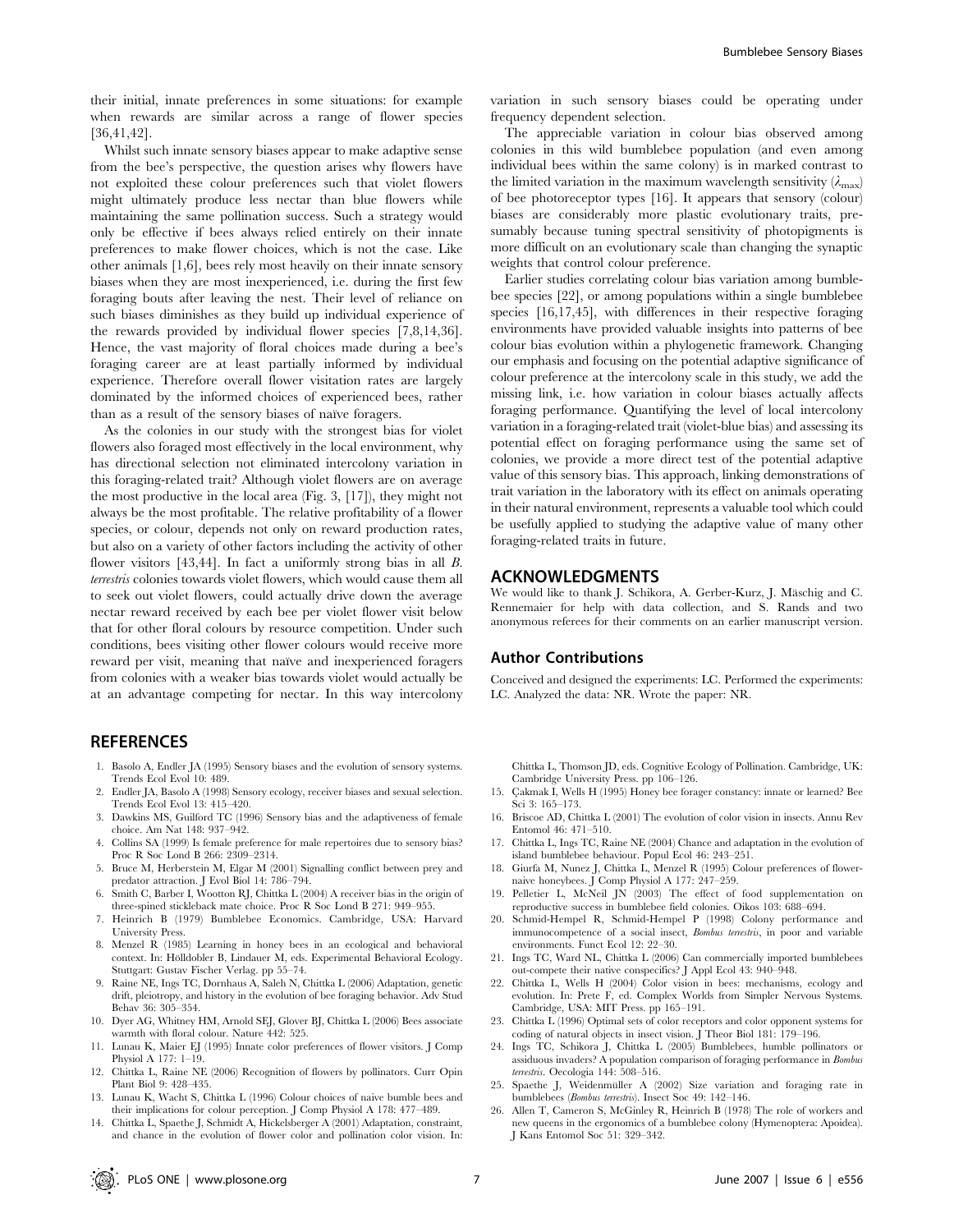their initial, innate preferences in some situations: for example when rewards are similar across a range of flower species [36,41,42].

Whilst such innate sensory biases appear to make adaptive sense from the bee's perspective, the question arises why flowers have not exploited these colour preferences such that violet flowers might ultimately produce less nectar than blue flowers while maintaining the same pollination success. Such a strategy would only be effective if bees always relied entirely on their innate preferences to make flower choices, which is not the case. Like other animals [1,6], bees rely most heavily on their innate sensory biases when they are most inexperienced, i.e. during the first few foraging bouts after leaving the nest. Their level of reliance on such biases diminishes as they build up individual experience of the rewards provided by individual flower species [7,8,14,36]. Hence, the vast majority of floral choices made during a bee's foraging career are at least partially informed by individual experience. Therefore overall flower visitation rates are largely dominated by the informed choices of experienced bees, rather than as a result of the sensory biases of naïve foragers.

As the colonies in our study with the strongest bias for violet flowers also foraged most effectively in the local environment, why has directional selection not eliminated intercolony variation in this foraging-related trait? Although violet flowers are on average the most productive in the local area (Fig. 3, [17]), they might not always be the most profitable. The relative profitability of a flower species, or colour, depends not only on reward production rates, but also on a variety of other factors including the activity of other flower visitors [43,44]. In fact a uniformly strong bias in all *B. terrestris* colonies towards violet flowers, which would cause them all to seek out violet flowers, could actually drive down the average nectar reward received by each bee per violet flower visit below that for other floral colours by resource competition. Under such conditions, bees visiting other flower colours would receive more reward per visit, meaning that naïve and inexperienced foragers from colonies with a weaker bias towards violet would actually be at an advantage competing for nectar. In this way intercolony variation in such sensory biases could be operating under frequency dependent selection.

The appreciable variation in colour bias observed among colonies in this wild bumblebee population (and even among individual bees within the same colony) is in marked contrast to the limited variation in the maximum wavelength sensitivity ($\lambda_{\max}$) of bee photoreceptor types [16]. It appears that sensory (colour) biases are considerably more plastic evolutionary traits, presumably because tuning spectral sensitivity of photopigments is more difficult on an evolutionary scale than changing the synaptic weights that control colour preference.

Earlier studies correlating colour bias variation among bumblebee species [22], or among populations within a single bumblebee species [16,17,45], with differences in their respective foraging environments have provided valuable insights into patterns of bee colour bias evolution within a phylogenetic framework. Changing our emphasis and focusing on the potential adaptive significance of colour preference at the intercolony scale in this study, we add the missing link, i.e. how variation in colour biases actually affects foraging performance. Quantifying the level of local intercolony variation in a foraging-related trait (violet-blue bias) and assessing its potential effect on foraging performance using the same set of colonies, we provide a more direct test of the potential adaptive value of this sensory bias. This approach, linking demonstrations of trait variation in the laboratory with its effect on animals operating in their natural environment, represents a valuable tool which could be usefully applied to studying the adaptive value of many other foraging-related traits in future.

## ACKNOWLEDGMENTS

We would like to thank J. Schikora, A. Gerber-Kurz, J. Mäschig and C. Rennemaier for help with data collection, and S. Rands and two anonymous referees for their comments on an earlier manuscript version.

### Author Contributions

Conceived and designed the experiments: LC. Performed the experiments: LC. Analyzed the data: NR. Wrote the paper: NR.

## REFERENCES

1. Basolo A, Endler JA (1995) Sensory biases and the evolution of sensory systems. Trends Ecol Evol 10: 489.
2. Endler JA, Basolo A (1998) Sensory ecology, receiver biases and sexual selection. Trends Ecol Evol 13: 415–420.
3. Dawkins MS, Guilford TC (1996) Sensory bias and the adaptiveness of female choice. Am Nat 148: 937–942.
4. Collins SA (1999) Is female preference for male repertoires due to sensory bias? Proc R Soc Lond B 266: 2309–2314.
5. Bruce M, Herberstein M, Elgar M (2001) Signalling conflict between prey and predator attraction. J Evol Biol 14: 786–794.
6. Smith C, Barber I, Wootton RJ, Chittka L (2004) A receiver bias in the origin of three-spined stickleback mate choice. Proc R Soc Lond B 271: 949–955.
7. Heinrich B (1979) Bumblebee Economics. Cambridge, USA: Harvard University Press.
8. Menzel R (1985) Learning in honey bees in an ecological and behavioral context. In: Hölldobler B, Lindauer M, eds. Experimental Behavioral Ecology. Stuttgart: Gustav Fischer Verlag. pp 55–74.
9. Raine NE, Ings TC, Dornhaus A, Saleh N, Chittka L (2006) Adaptation, genetic drift, pleiotropy, and history in the evolution of bee foraging behavior. Adv Stud Behav 36: 305–354.
10. Dyer AG, Whitney HM, Arnold SEJ, Glover BJ, Chittka L (2006) Bees associate warmth with floral colour. Nature 442: 525.
11. Lunau K, Maier EJ (1995) Innate color preferences of flower visitors. J Comp Physiol A 177: 1–19.
12. Chittka L, Raine NE (2006) Recognition of flowers by pollinators. Curr Opin Plant Biol 9: 428–435.
13. Lunau K, Wacht S, Chittka L (1996) Colour choices of naive bumble bees and their implications for colour perception. J Comp Physiol A 178: 477–489.
14. Chittka L, Spaethe J, Schmidt A, Hickelsberger A (2001) Adaptation, constraint, and chance in the evolution of flower color and pollination color vision. In: Chittka L, Thomson JD, eds. Cognitive Ecology of Pollination. Cambridge, UK: Cambridge University Press. pp 106–126.
15. Çakmak I, Wells H (1995) Honey bee forager constancy: innate or learned? Bee Sci 3: 165–173.
16. Briscoe AD, Chittka L (2001) The evolution of color vision in insects. Annu Rev Entomol 46: 471–510.
17. Chittka L, Ings TC, Raine NE (2004) Chance and adaptation in the evolution of island bumblebee behaviour. Popul Ecol 46: 243–251.
18. Giurfa M, Nunez J, Chittka L, Menzel R (1995) Colour preferences of flower-naive honeybees. J Comp Physiol A 177: 247–259.
19. Pelletier L, McNeil JN (2003) The effect of food supplementation on reproductive success in bumblebee field colonies. Oikos 103: 688–694.
20. Schmid-Hempel R, Schmid-Hempel P (1998) Colony performance and immunocompetence of a social insect, *Bombus terrestris*, in poor and variable environments. Funct Ecol 12: 22–30.
21. Ings TC, Ward NL, Chittka L (2006) Can commercially imported bumblebees out-compete their native conspecifics? J Appl Ecol 43: 940–948.
22. Chittka L, Wells H (2004) Color vision in bees: mechanisms, ecology and evolution. In: Prete F, ed. Complex Worlds from Simpler Nervous Systems. Cambridge, USA: MIT Press. pp 165–191.
23. Chittka L (1996) Optimal sets of color receptors and color opponent systems for coding of natural objects in insect vision. J Theor Biol 181: 179–196.
24. Ings TC, Schikora J, Chittka L (2005) Bumblebees, humble pollinators or assiduous invaders? A population comparison of foraging performance in *Bombus terrestris*. Oecologia 144: 508–516.
25. Spaethe J, Weidenmüller A (2002) Size variation and foraging rate in bumblebees (*Bombus terrestris*). Insect Soc 49: 142–146.
26. Allen T, Cameron S, McGinley R, Heinrich B (1978) The role of workers and new queens in the ergonomics of a bumblebee colony (Hymenoptera: Apoidea). J Kans Entomol Soc 51: 329–342.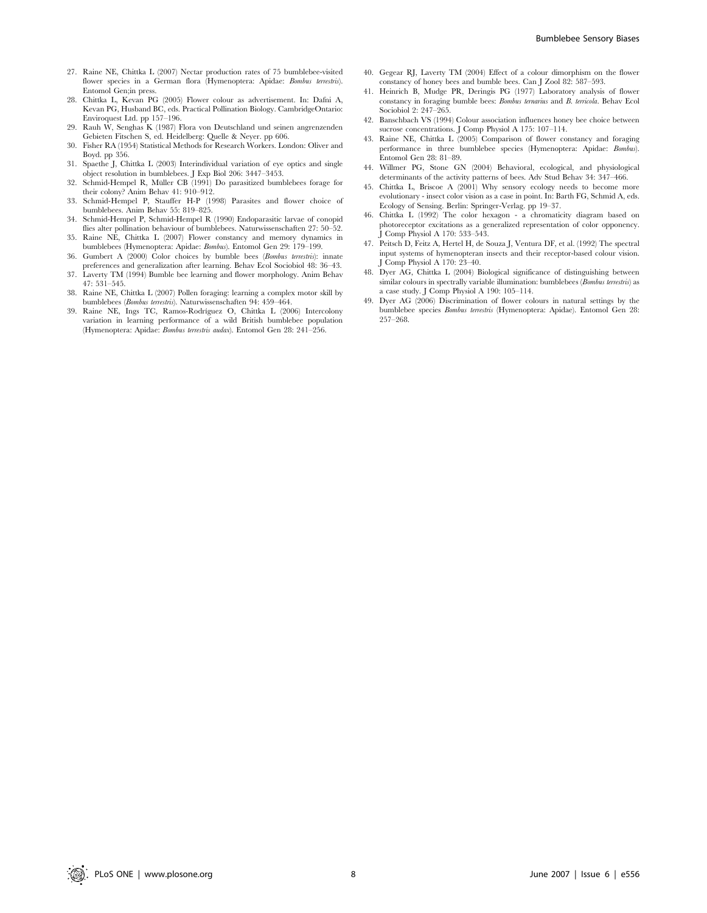27. Raine NE, Chittka L (2007) Nectar production rates of 75 bumblebee-visited flower species in a German flora (Hymenoptera: Apidae: *Bombus terrestris*). Entomol Gen;in press.
28. Chittka L, Kevan PG (2005) Flower colour as advertisement. In: Dafni A, Kevan PG, Husband BC, eds. Practical Pollination Biology. CambridgeOntario: Enviroquest Ltd. pp 157–196.
29. Rauh W, Senghas K (1987) Flora von Deutschland und seinen angrenzenden Gebieten Fitschen S, ed. Heidelberg: Quelle & Neyer. pp 606.
30. Fisher RA (1954) Statistical Methods for Research Workers. London: Oliver and Boyd. pp 356.
31. Spaethe J, Chittka L (2003) Interindividual variation of eye optics and single object resolution in bumblebees. J Exp Biol 206: 3447–3453.
32. Schmid-Hempel R, Müller CB (1991) Do parasitized bumblebees forage for their colony? Anim Behav 41: 910–912.
33. Schmid-Hempel P, Stauffer H-P (1998) Parasites and flower choice of bumblebees. Anim Behav 55: 819–825.
34. Schmid-Hempel P, Schmid-Hempel R (1990) Endoparasitic larvae of conopid flies alter pollination behaviour of bumblebees. Naturwissenschaften 27: 50–52.
35. Raine NE, Chittka L (2007) Flower constancy and memory dynamics in bumblebees (Hymenoptera: Apidae: *Bombus*). Entomol Gen 29: 179–199.
36. Gumbert A (2000) Color choices by bumble bees (*Bombus terrestris*): innate preferences and generalization after learning. Behav Ecol Sociobiol 48: 36–43.
37. Laverty TM (1994) Bumble bee learning and flower morphology. Anim Behav 47: 531–545.
38. Raine NE, Chittka L (2007) Pollen foraging: learning a complex motor skill by bumblebees (*Bombus terrestris*). Naturwissenschaften 94: 459–464.
39. Raine NE, Ings TC, Ramos-Rodríguez O, Chittka L (2006) Intercolony variation in learning performance of a wild British bumblebee population (Hymenoptera: Apidae: *Bombus terrestris audax*). Entomol Gen 28: 241–256.
40. Gegear RJ, Laverty TM (2004) Effect of a colour dimorphism on the flower constancy of honey bees and bumble bees. Can J Zool 82: 587–593.
41. Heinrich B, Mudge PR, Deringis PG (1977) Laboratory analysis of flower constancy in foraging bumble bees: *Bombus ternarius* and *B. terricola*. Behav Ecol Sociobiol 2: 247–265.
42. Banschbach VS (1994) Colour association influences honey bee choice between sucrose concentrations. J Comp Physiol A 175: 107–114.
43. Raine NE, Chittka L (2005) Comparison of flower constancy and foraging performance in three bumblebee species (Hymenoptera: Apidae: *Bombus*). Entomol Gen 28: 81–89.
44. Willmer PG, Stone GN (2004) Behavioral, ecological, and physiological determinants of the activity patterns of bees. Adv Stud Behav 34: 347–466.
45. Chittka L, Briscoe A (2001) Why sensory ecology needs to become more evolutionary - insect color vision as a case in point. In: Barth FG, Schmid A, eds. Ecology of Sensing. Berlin: Springer-Verlag. pp 19–37.
46. Chittka L (1992) The color hexagon - a chromaticity diagram based on photoreceptor excitations as a generalized representation of color opponency. J Comp Physiol A 170: 533–543.
47. Peitsch D, Feitz A, Hertel H, de Souza J, Ventura DF, et al. (1992) The spectral input systems of hymenopteran insects and their receptor-based colour vision. J Comp Physiol A 170: 23–40.
48. Dyer AG, Chittka L (2004) Biological significance of distinguishing between similar colours in spectrally variable illumination: bumblebees (*Bombus terrestris*) as a case study. J Comp Physiol A 190: 105–114.
49. Dyer AG (2006) Discrimination of flower colours in natural settings by the bumblebee species *Bombus terrestris* (Hymenoptera: Apidae). Entomol Gen 28: 257–268.